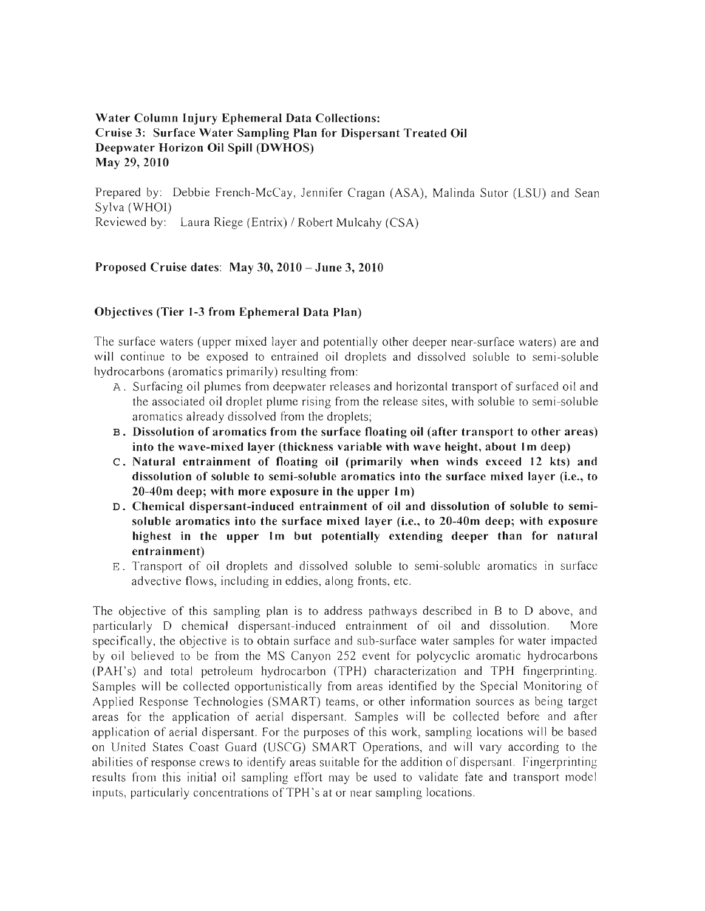**Water Column Injury Ephemeral Data Collections:**
**Cruise 3: Surface Water Sampling Plan for Dispersant Treated Oil**
**Deepwater Horizon Oil Spill (DWHOS)**
**May 29, 2010**

Prepared by: Debbie French-McCay, Jennifer Cragan (ASA), Malinda Sutor (LSU) and Sean Sylva (WHOI)
Reviewed by: Laura Riege (Entrix) / Robert Mulcahy (CSA)

**Proposed Cruise dates: May 30, 2010 – June 3, 2010**

## Objectives (Tier 1-3 from Ephemeral Data Plan)

The surface waters (upper mixed layer and potentially other deeper near-surface waters) are and will continue to be exposed to entrained oil droplets and dissolved soluble to semi-soluble hydrocarbons (aromatics primarily) resulting from:

A. Surfacing oil plumes from deepwater releases and horizontal transport of surfaced oil and the associated oil droplet plume rising from the release sites, with soluble to semi-soluble aromatics already dissolved from the droplets;

**B. Dissolution of aromatics from the surface floating oil (after transport to other areas) into the wave-mixed layer (thickness variable with wave height, about 1m deep)**

**C. Natural entrainment of floating oil (primarily when winds exceed 12 kts) and dissolution of soluble to semi-soluble aromatics into the surface mixed layer (i.e., to 20-40m deep; with more exposure in the upper 1m)**

**D. Chemical dispersant-induced entrainment of oil and dissolution of soluble to semi-soluble aromatics into the surface mixed layer (i.e., to 20-40m deep; with exposure highest in the upper 1m but potentially extending deeper than for natural entrainment)**

E. Transport of oil droplets and dissolved soluble to semi-soluble aromatics in surface advective flows, including in eddies, along fronts, etc.

The objective of this sampling plan is to address pathways described in B to D above, and particularly D chemical dispersant-induced entrainment of oil and dissolution. More specifically, the objective is to obtain surface and sub-surface water samples for water impacted by oil believed to be from the MS Canyon 252 event for polycyclic aromatic hydrocarbons (PAH's) and total petroleum hydrocarbon (TPH) characterization and TPH fingerprinting. Samples will be collected opportunistically from areas identified by the Special Monitoring of Applied Response Technologies (SMART) teams, or other information sources as being target areas for the application of aerial dispersant. Samples will be collected before and after application of aerial dispersant. For the purposes of this work, sampling locations will be based on United States Coast Guard (USCG) SMART Operations, and will vary according to the abilities of response crews to identify areas suitable for the addition of dispersant. Fingerprinting results from this initial oil sampling effort may be used to validate fate and transport model inputs, particularly concentrations of TPH's at or near sampling locations.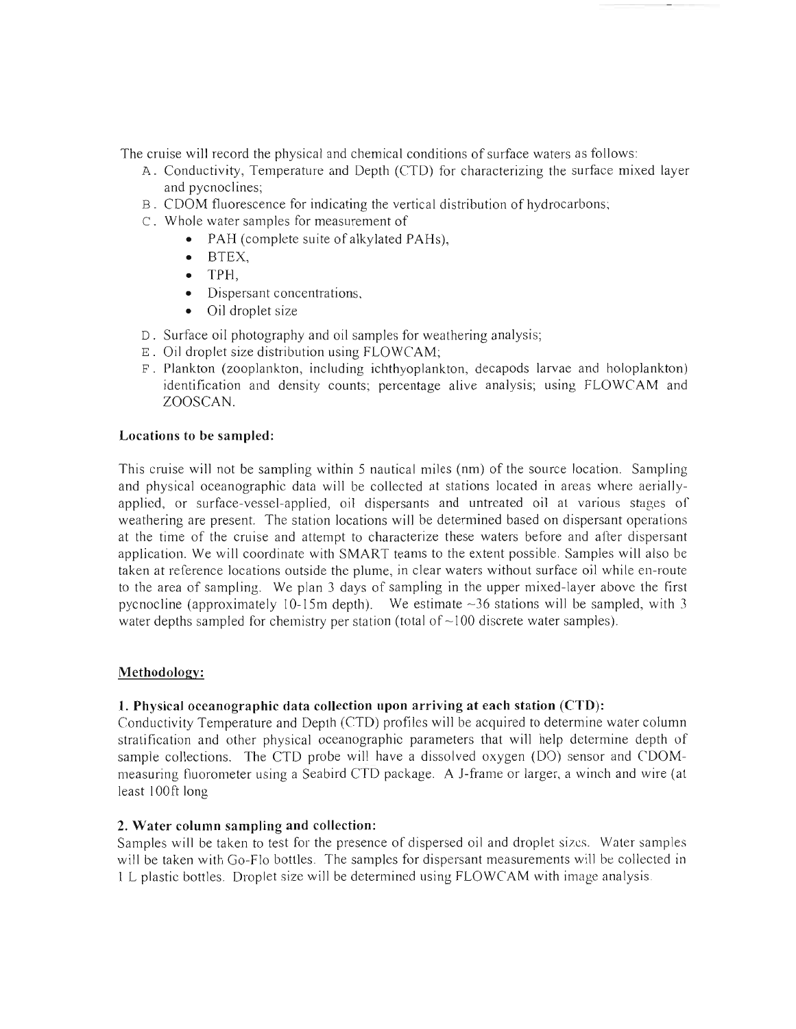The cruise will record the physical and chemical conditions of surface waters as follows:

A. Conductivity, Temperature and Depth (CTD) for characterizing the surface mixed layer and pycnoclines;
B. CDOM fluorescence for indicating the vertical distribution of hydrocarbons;
C. Whole water samples for measurement of
    - PAH (complete suite of alkylated PAHs),
    - BTEX,
    - TPH,
    - Dispersant concentrations,
    - Oil droplet size
D. Surface oil photography and oil samples for weathering analysis;
E. Oil droplet size distribution using FLOWCAM;
F. Plankton (zooplankton, including ichthyoplankton, decapods larvae and holoplankton) identification and density counts; percentage alive analysis; using FLOWCAM and ZOOSCAN.

**Locations to be sampled:**

This cruise will not be sampling within 5 nautical miles (nm) of the source location. Sampling and physical oceanographic data will be collected at stations located in areas where aerially-applied, or surface-vessel-applied, oil dispersants and untreated oil at various stages of weathering are present. The station locations will be determined based on dispersant operations at the time of the cruise and attempt to characterize these waters before and after dispersant application. We will coordinate with SMART teams to the extent possible. Samples will also be taken at reference locations outside the plume, in clear waters without surface oil while en-route to the area of sampling. We plan 3 days of sampling in the upper mixed-layer above the first pycnocline (approximately 10-15m depth). We estimate ~36 stations will be sampled, with 3 water depths sampled for chemistry per station (total of ~100 discrete water samples).

## Methodology:

**1. Physical oceanographic data collection upon arriving at each station (CTD):**

Conductivity Temperature and Depth (CTD) profiles will be acquired to determine water column stratification and other physical oceanographic parameters that will help determine depth of sample collections. The CTD probe will have a dissolved oxygen (DO) sensor and CDOM-measuring fluorometer using a Seabird CTD package. A J-frame or larger, a winch and wire (at least 100ft long

**2. Water column sampling and collection:**

Samples will be taken to test for the presence of dispersed oil and droplet sizes. Water samples will be taken with Go-Flo bottles. The samples for dispersant measurements will be collected in 1 L plastic bottles. Droplet size will be determined using FLOWCAM with image analysis.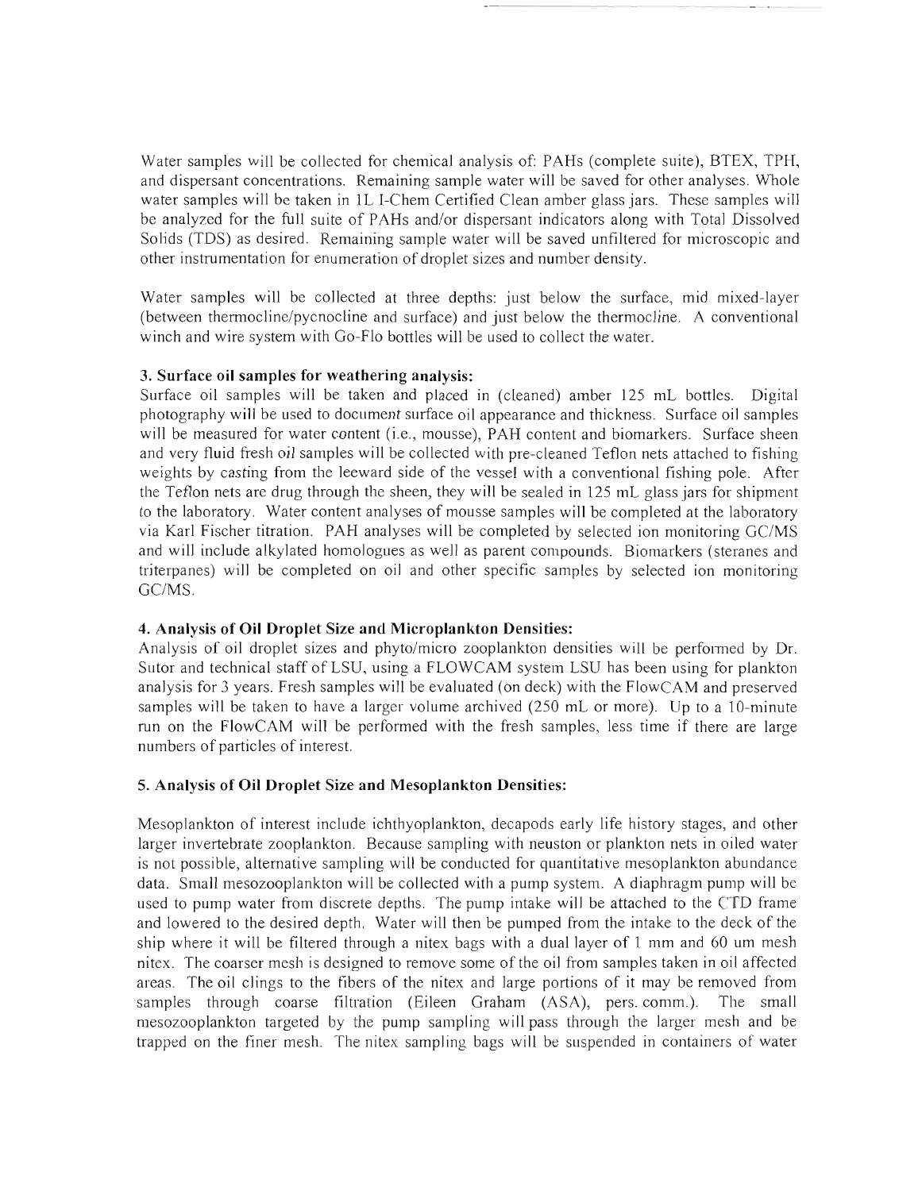Water samples will be collected for chemical analysis of: PAHs (complete suite), BTEX, TPH, and dispersant concentrations. Remaining sample water will be saved for other analyses. Whole water samples will be taken in 1L I-Chem Certified Clean amber glass jars. These samples will be analyzed for the full suite of PAHs and/or dispersant indicators along with Total Dissolved Solids (TDS) as desired. Remaining sample water will be saved unfiltered for microscopic and other instrumentation for enumeration of droplet sizes and number density.

Water samples will be collected at three depths: just below the surface, mid mixed-layer (between thermocline/pycnocline and surface) and just below the thermocline. A conventional winch and wire system with Go-Flo bottles will be used to collect the water.

**3. Surface oil samples for weathering analysis:**

Surface oil samples will be taken and placed in (cleaned) amber 125 mL bottles. Digital photography will be used to document surface oil appearance and thickness. Surface oil samples will be measured for water content (i.e., mousse), PAH content and biomarkers. Surface sheen and very fluid fresh oil samples will be collected with pre-cleaned Teflon nets attached to fishing weights by casting from the leeward side of the vessel with a conventional fishing pole. After the Teflon nets are drug through the sheen, they will be sealed in 125 mL glass jars for shipment to the laboratory. Water content analyses of mousse samples will be completed at the laboratory via Karl Fischer titration. PAH analyses will be completed by selected ion monitoring GC/MS and will include alkylated homologues as well as parent compounds. Biomarkers (steranes and triterpanes) will be completed on oil and other specific samples by selected ion monitoring GC/MS.

**4. Analysis of Oil Droplet Size and Microplankton Densities:**

Analysis of oil droplet sizes and phyto/micro zooplankton densities will be performed by Dr. Sutor and technical staff of LSU, using a FLOWCAM system LSU has been using for plankton analysis for 3 years. Fresh samples will be evaluated (on deck) with the FlowCAM and preserved samples will be taken to have a larger volume archived (250 mL or more). Up to a 10-minute run on the FlowCAM will be performed with the fresh samples, less time if there are large numbers of particles of interest.

**5. Analysis of Oil Droplet Size and Mesoplankton Densities:**

Mesoplankton of interest include ichthyoplankton, decapods early life history stages, and other larger invertebrate zooplankton. Because sampling with neuston or plankton nets in oiled water is not possible, alternative sampling will be conducted for quantitative mesoplankton abundance data. Small mesozooplankton will be collected with a pump system. A diaphragm pump will be used to pump water from discrete depths. The pump intake will be attached to the CTD frame and lowered to the desired depth. Water will then be pumped from the intake to the deck of the ship where it will be filtered through a nitex bags with a dual layer of 1 mm and 60 um mesh nitex. The coarser mesh is designed to remove some of the oil from samples taken in oil affected areas. The oil clings to the fibers of the nitex and large portions of it may be removed from samples through coarse filtration (Eileen Graham (ASA), pers. comm.). The small mesozooplankton targeted by the pump sampling will pass through the larger mesh and be trapped on the finer mesh. The nitex sampling bags will be suspended in containers of water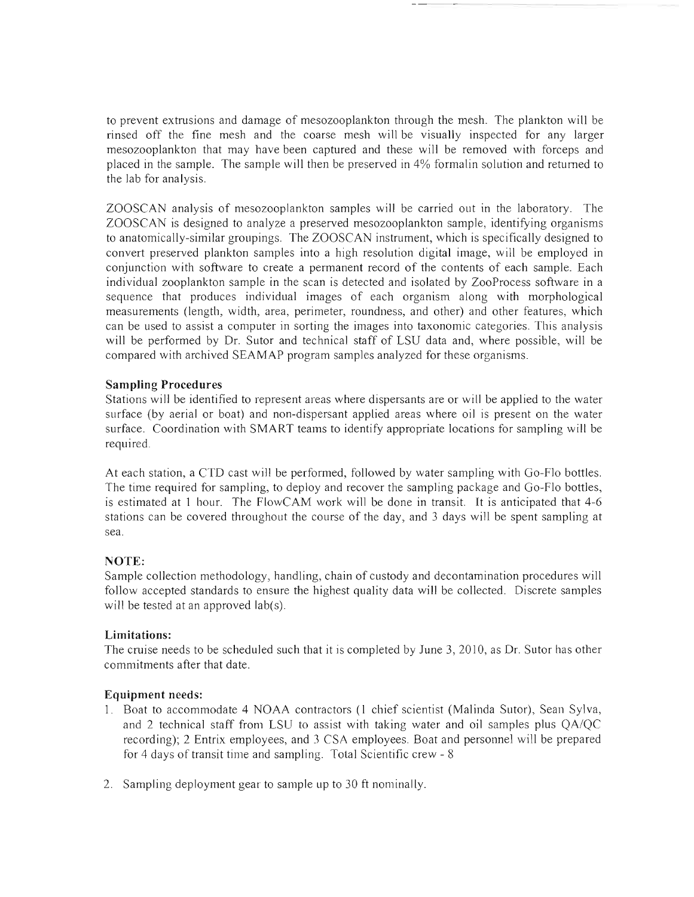to prevent extrusions and damage of mesozooplankton through the mesh. The plankton will be rinsed off the fine mesh and the coarse mesh will be visually inspected for any larger mesozooplankton that may have been captured and these will be removed with forceps and placed in the sample. The sample will then be preserved in 4% formalin solution and returned to the lab for analysis.

ZOOSCAN analysis of mesozooplankton samples will be carried out in the laboratory. The ZOOSCAN is designed to analyze a preserved mesozooplankton sample, identifying organisms to anatomically-similar groupings. The ZOOSCAN instrument, which is specifically designed to convert preserved plankton samples into a high resolution digital image, will be employed in conjunction with software to create a permanent record of the contents of each sample. Each individual zooplankton sample in the scan is detected and isolated by ZooProcess software in a sequence that produces individual images of each organism along with morphological measurements (length, width, area, perimeter, roundness, and other) and other features, which can be used to assist a computer in sorting the images into taxonomic categories. This analysis will be performed by Dr. Sutor and technical staff of LSU data and, where possible, will be compared with archived SEAMAP program samples analyzed for these organisms.

**Sampling Procedures**

Stations will be identified to represent areas where dispersants are or will be applied to the water surface (by aerial or boat) and non-dispersant applied areas where oil is present on the water surface. Coordination with SMART teams to identify appropriate locations for sampling will be required.

At each station, a CTD cast will be performed, followed by water sampling with Go-Flo bottles. The time required for sampling, to deploy and recover the sampling package and Go-Flo bottles, is estimated at 1 hour. The FlowCAM work will be done in transit. It is anticipated that 4-6 stations can be covered throughout the course of the day, and 3 days will be spent sampling at sea.

**NOTE:**

Sample collection methodology, handling, chain of custody and decontamination procedures will follow accepted standards to ensure the highest quality data will be collected. Discrete samples will be tested at an approved lab(s).

**Limitations:**

The cruise needs to be scheduled such that it is completed by June 3, 2010, as Dr. Sutor has other commitments after that date.

**Equipment needs:**

1. Boat to accommodate 4 NOAA contractors (1 chief scientist (Malinda Sutor), Sean Sylva, and 2 technical staff from LSU to assist with taking water and oil samples plus QA/QC recording); 2 Entrix employees, and 3 CSA employees. Boat and personnel will be prepared for 4 days of transit time and sampling. Total Scientific crew - 8

2. Sampling deployment gear to sample up to 30 ft nominally.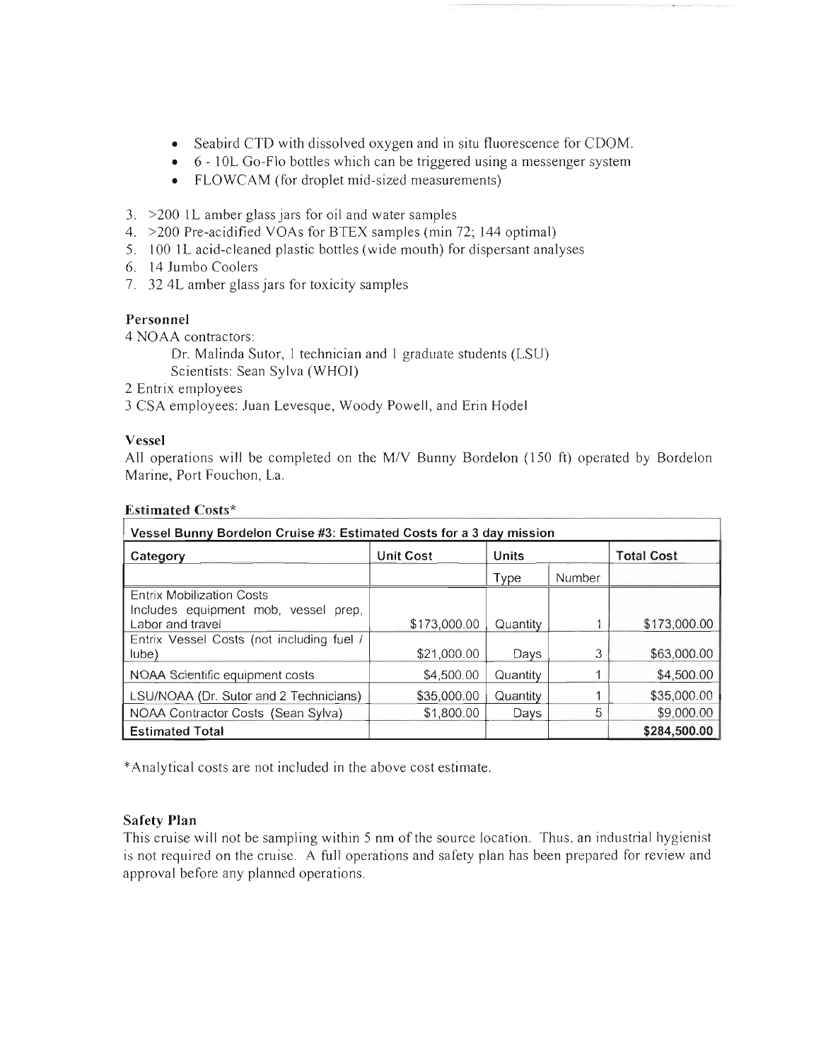- Seabird CTD with dissolved oxygen and in situ fluorescence for CDOM.
- 6 - 10L Go-Flo bottles which can be triggered using a messenger system
- FLOWCAM (for droplet mid-sized measurements)

3. >200 1L amber glass jars for oil and water samples
4. >200 Pre-acidified VOAs for BTEX samples (min 72; 144 optimal)
5. 100 1L acid-cleaned plastic bottles (wide mouth) for dispersant analyses
6. 14 Jumbo Coolers
7. 32 4L amber glass jars for toxicity samples

**Personnel**

4 NOAA contractors:

Dr. Malinda Sutor, 1 technician and 1 graduate students (LSU)
Scientists: Sean Sylva (WHOI)

2 Entrix employees

3 CSA employees: Juan Levesque, Woody Powell, and Erin Hodel

**Vessel**

All operations will be completed on the M/V Bunny Bordelon (150 ft) operated by Bordelon Marine, Port Fouchon, La.

**Estimated Costs***

| Vessel Bunny Bordelon Cruise #3: Estimated Costs for a 3 day mission | | | | |
|---|---|---|---|---|
| Category | Unit Cost | Units | | Total Cost |
| | | Type | Number | |
| Entrix Mobilization Costs Includes equipment mob, vessel prep, Labor and travel | $173,000.00 | Quantity | 1 | $173,000.00 |
| Entrix Vessel Costs (not including fuel / lube) | $21,000.00 | Days | 3 | $63,000.00 |
| NOAA Scientific equipment costs | $4,500.00 | Quantity | 1 | $4,500.00 |
| LSU/NOAA (Dr. Sutor and 2 Technicians) | $35,000.00 | Quantity | 1 | $35,000.00 |
| NOAA Contractor Costs (Sean Sylva) | $1,800.00 | Days | 5 | $9,000.00 |
| **Estimated Total** | | | | **$284,500.00** |

*Analytical costs are not included in the above cost estimate.

**Safety Plan**

This cruise will not be sampling within 5 nm of the source location. Thus, an industrial hygienist is not required on the cruise. A full operations and safety plan has been prepared for review and approval before any planned operations.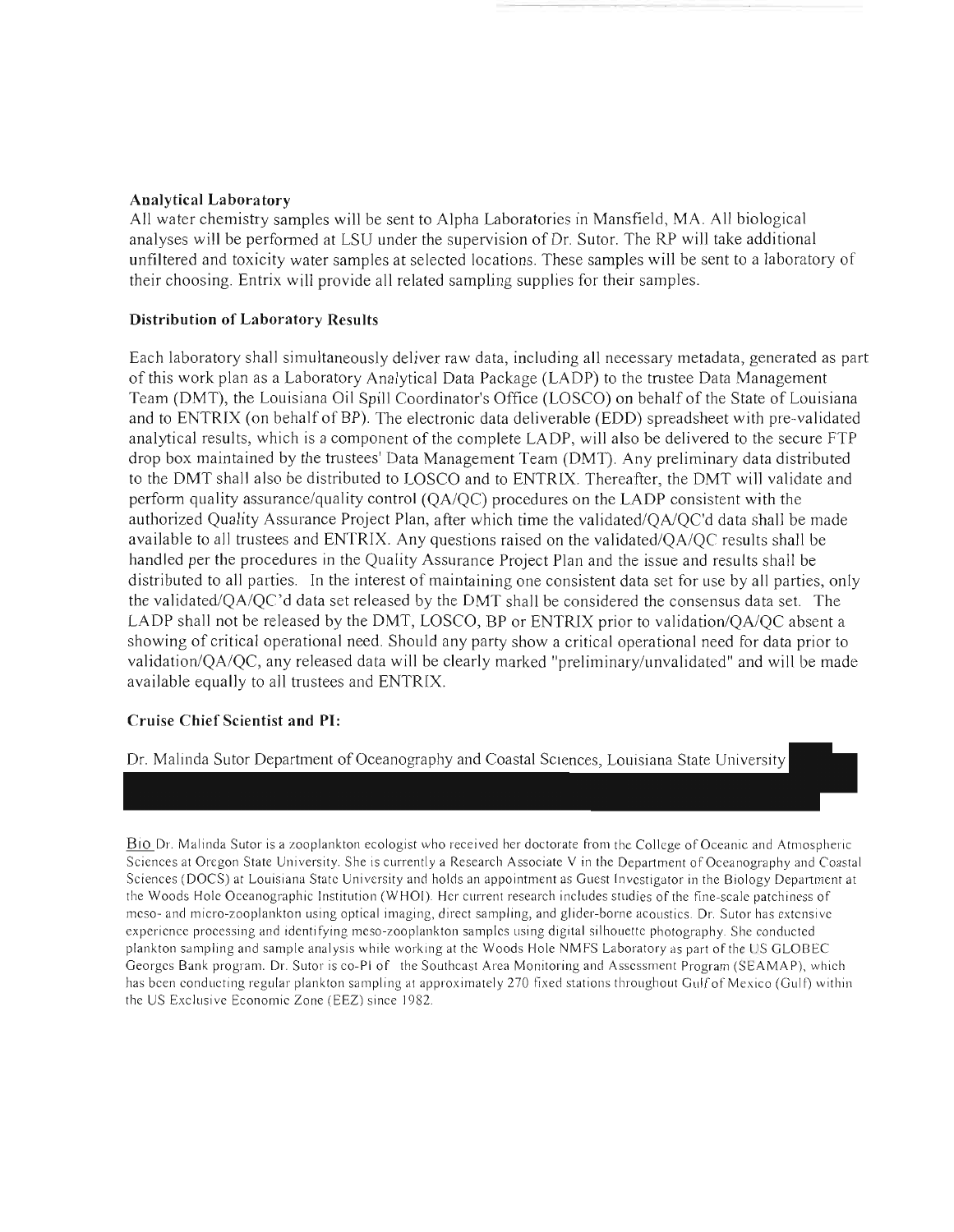**Analytical Laboratory**

All water chemistry samples will be sent to Alpha Laboratories in Mansfield, MA. All biological analyses will be performed at LSU under the supervision of Dr. Sutor. The RP will take additional unfiltered and toxicity water samples at selected locations. These samples will be sent to a laboratory of their choosing. Entrix will provide all related sampling supplies for their samples.

**Distribution of Laboratory Results**

Each laboratory shall simultaneously deliver raw data, including all necessary metadata, generated as part of this work plan as a Laboratory Analytical Data Package (LADP) to the trustee Data Management Team (DMT), the Louisiana Oil Spill Coordinator's Office (LOSCO) on behalf of the State of Louisiana and to ENTRIX (on behalf of BP). The electronic data deliverable (EDD) spreadsheet with pre-validated analytical results, which is a component of the complete LADP, will also be delivered to the secure FTP drop box maintained by the trustees' Data Management Team (DMT). Any preliminary data distributed to the DMT shall also be distributed to LOSCO and to ENTRIX. Thereafter, the DMT will validate and perform quality assurance/quality control (QA/QC) procedures on the LADP consistent with the authorized Quality Assurance Project Plan, after which time the validated/QA/QC'd data shall be made available to all trustees and ENTRIX. Any questions raised on the validated/QA/QC results shall be handled per the procedures in the Quality Assurance Project Plan and the issue and results shall be distributed to all parties. In the interest of maintaining one consistent data set for use by all parties, only the validated/QA/QC'd data set released by the DMT shall be considered the consensus data set. The LADP shall not be released by the DMT, LOSCO, BP or ENTRIX prior to validation/QA/QC absent a showing of critical operational need. Should any party show a critical operational need for data prior to validation/QA/QC, any released data will be clearly marked "preliminary/unvalidated" and will be made available equally to all trustees and ENTRIX.

**Cruise Chief Scientist and PI:**

Dr. Malinda Sutor Department of Oceanography and Coastal Sciences, Louisiana State University

Bio Dr. Malinda Sutor is a zooplankton ecologist who received her doctorate from the College of Oceanic and Atmospheric Sciences at Oregon State University. She is currently a Research Associate V in the Department of Oceanography and Coastal Sciences (DOCS) at Louisiana State University and holds an appointment as Guest Investigator in the Biology Department at the Woods Hole Oceanographic Institution (WHOI). Her current research includes studies of the fine-scale patchiness of meso- and micro-zooplankton using optical imaging, direct sampling, and glider-borne acoustics. Dr. Sutor has extensive experience processing and identifying meso-zooplankton samples using digital silhouette photography. She conducted plankton sampling and sample analysis while working at the Woods Hole NMFS Laboratory as part of the US GLOBEC Georges Bank program. Dr. Sutor is co-PI of the Southeast Area Monitoring and Assessment Program (SEAMAP), which has been conducting regular plankton sampling at approximately 270 fixed stations throughout Gulf of Mexico (Gulf) within the US Exclusive Economic Zone (EEZ) since 1982.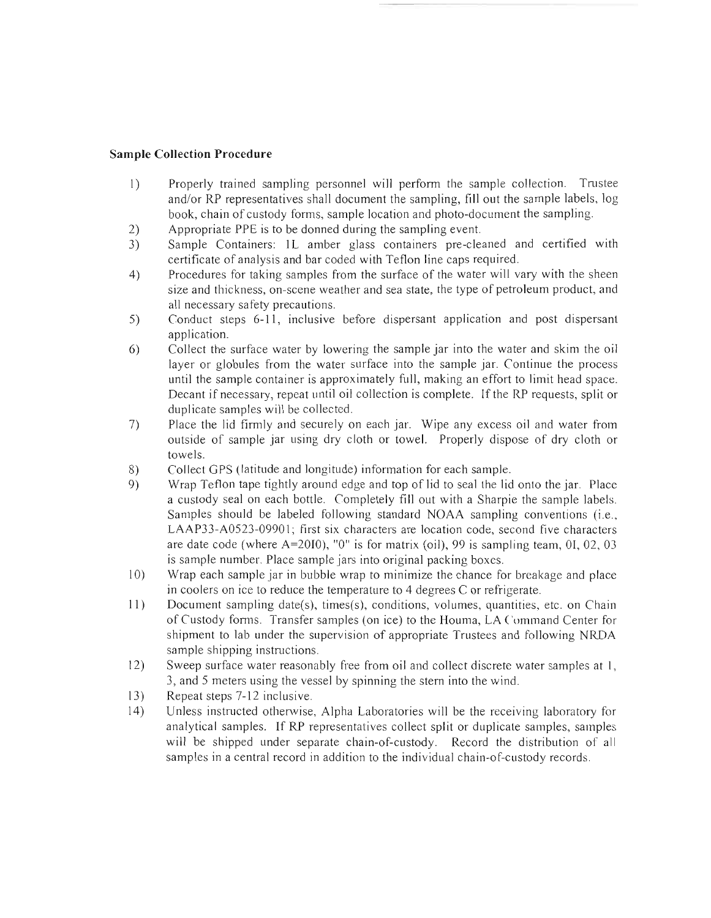**Sample Collection Procedure**

1) Properly trained sampling personnel will perform the sample collection. Trustee and/or RP representatives shall document the sampling, fill out the sample labels, log book, chain of custody forms, sample location and photo-document the sampling.
2) Appropriate PPE is to be donned during the sampling event.
3) Sample Containers: 1L amber glass containers pre-cleaned and certified with certificate of analysis and bar coded with Teflon line caps required.
4) Procedures for taking samples from the surface of the water will vary with the sheen size and thickness, on-scene weather and sea state, the type of petroleum product, and all necessary safety precautions.
5) Conduct steps 6-11, inclusive before dispersant application and post dispersant application.
6) Collect the surface water by lowering the sample jar into the water and skim the oil layer or globules from the water surface into the sample jar. Continue the process until the sample container is approximately full, making an effort to limit head space. Decant if necessary, repeat until oil collection is complete. If the RP requests, split or duplicate samples will be collected.
7) Place the lid firmly and securely on each jar. Wipe any excess oil and water from outside of sample jar using dry cloth or towel. Properly dispose of dry cloth or towels.
8) Collect GPS (latitude and longitude) information for each sample.
9) Wrap Teflon tape tightly around edge and top of lid to seal the lid onto the jar. Place a custody seal on each bottle. Completely fill out with a Sharpie the sample labels. Samples should be labeled following standard NOAA sampling conventions (i.e., LAAP33-A0523-09901; first six characters are location code, second five characters are date code (where A=2010), "0" is for matrix (oil), 99 is sampling team, 01, 02, 03 is sample number. Place sample jars into original packing boxes.
10) Wrap each sample jar in bubble wrap to minimize the chance for breakage and place in coolers on ice to reduce the temperature to 4 degrees C or refrigerate.
11) Document sampling date(s), times(s), conditions, volumes, quantities, etc. on Chain of Custody forms. Transfer samples (on ice) to the Houma, LA Command Center for shipment to lab under the supervision of appropriate Trustees and following NRDA sample shipping instructions.
12) Sweep surface water reasonably free from oil and collect discrete water samples at 1, 3, and 5 meters using the vessel by spinning the stern into the wind.
13) Repeat steps 7-12 inclusive.
14) Unless instructed otherwise, Alpha Laboratories will be the receiving laboratory for analytical samples. If RP representatives collect split or duplicate samples, samples will be shipped under separate chain-of-custody. Record the distribution of all samples in a central record in addition to the individual chain-of-custody records.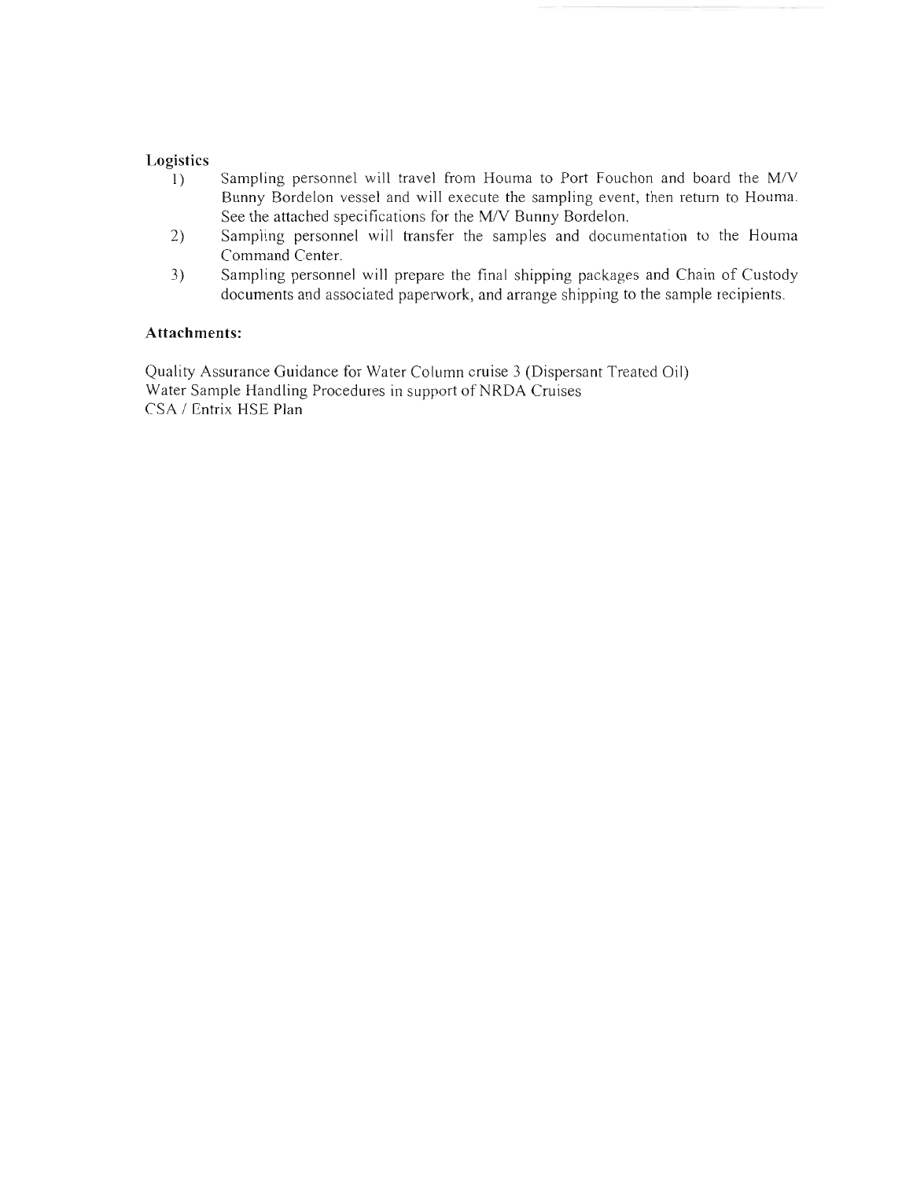**Logistics**

1) Sampling personnel will travel from Houma to Port Fouchon and board the M/V Bunny Bordelon vessel and will execute the sampling event, then return to Houma. See the attached specifications for the M/V Bunny Bordelon.
2) Sampling personnel will transfer the samples and documentation to the Houma Command Center.
3) Sampling personnel will prepare the final shipping packages and Chain of Custody documents and associated paperwork, and arrange shipping to the sample recipients.

**Attachments:**

Quality Assurance Guidance for Water Column cruise 3 (Dispersant Treated Oil)
Water Sample Handling Procedures in support of NRDA Cruises
CSA / Entrix HSE Plan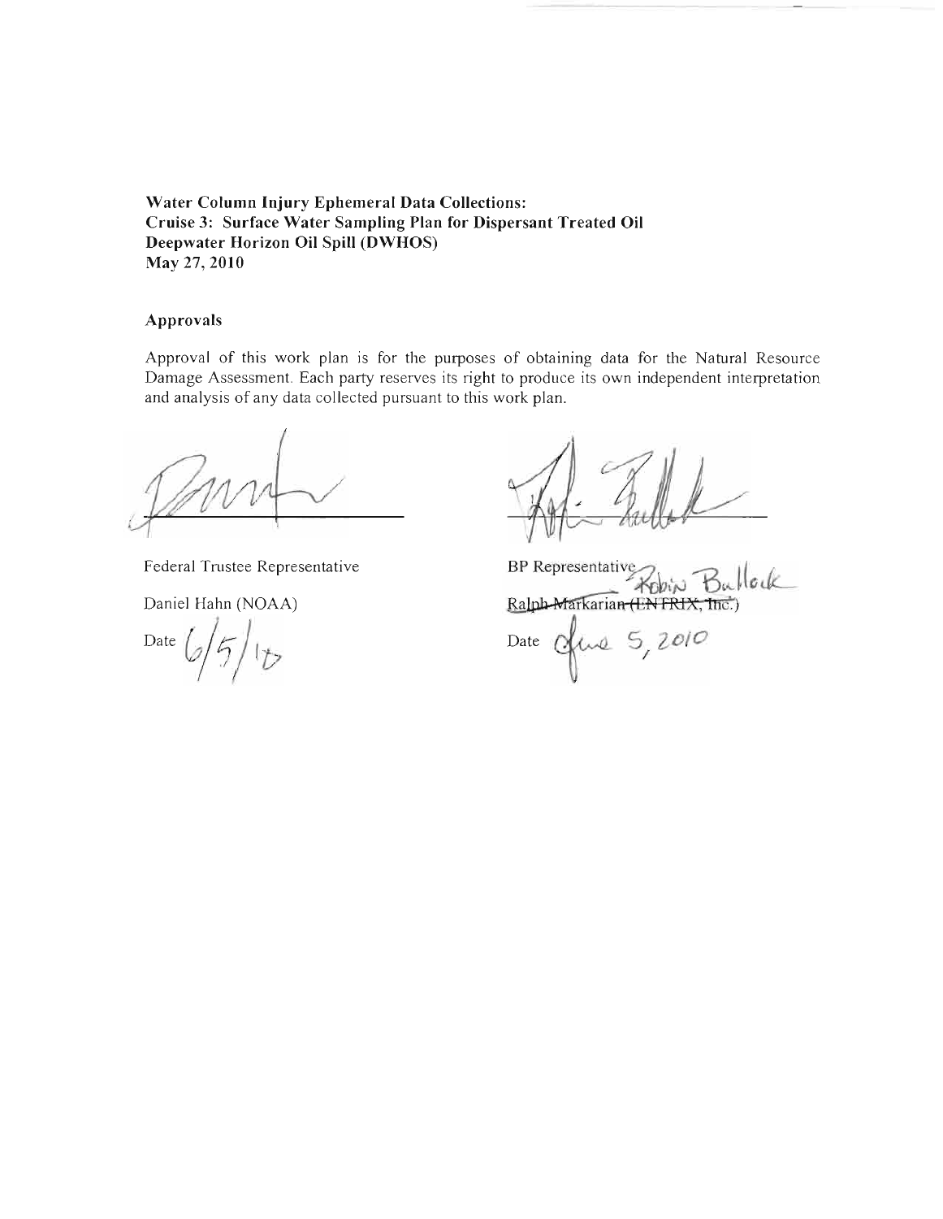**Water Column Injury Ephemeral Data Collections:**
**Cruise 3: Surface Water Sampling Plan for Dispersant Treated Oil**
**Deepwater Horizon Oil Spill (DWHOS)**
**May 27, 2010**

**Approvals**

Approval of this work plan is for the purposes of obtaining data for the Natural Resource Damage Assessment. Each party reserves its right to produce its own independent interpretation and analysis of any data collected pursuant to this work plan.

Federal Trustee Representative

Daniel Hahn (NOAA)

Date 6/5/10

BP Representative Robin Bullock

~~Ralph Markarian (ENTRIX, Inc.)~~

Date June 5, 2010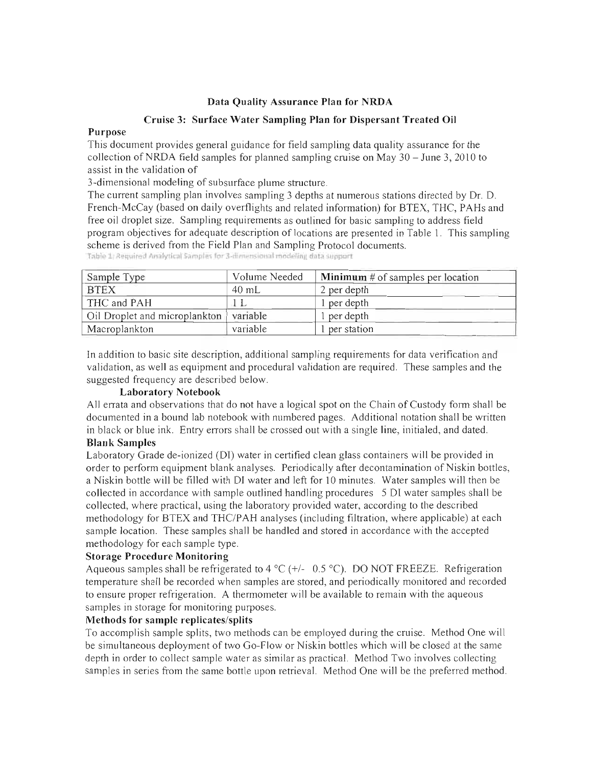## Data Quality Assurance Plan for NRDA

### Cruise 3: Surface Water Sampling Plan for Dispersant Treated Oil

**Purpose**

This document provides general guidance for field sampling data quality assurance for the collection of NRDA field samples for planned sampling cruise on May 30 – June 3, 2010 to assist in the validation of
3-dimensional modeling of subsurface plume structure.

The current sampling plan involves sampling 3 depths at numerous stations directed by Dr. D. French-McCay (based on daily overflights and related information) for BTEX, THC, PAHs and free oil droplet size. Sampling requirements as outlined for basic sampling to address field program objectives for adequate description of locations are presented in Table 1. This sampling scheme is derived from the Field Plan and Sampling Protocol documents.

Table 1: Required Analytical Samples for 3-dimensional modeling data support

| Sample Type | Volume Needed | **Minimum** # of samples per location |
|---|---|---|
| BTEX | 40 mL | 2 per depth |
| THC and PAH | 1 L | 1 per depth |
| Oil Droplet and microplankton | variable | 1 per depth |
| Macroplankton | variable | 1 per station |

In addition to basic site description, additional sampling requirements for data verification and validation, as well as equipment and procedural validation are required. These samples and the suggested frequency are described below.

**Laboratory Notebook**

All errata and observations that do not have a logical spot on the Chain of Custody form shall be documented in a bound lab notebook with numbered pages. Additional notation shall be written in black or blue ink. Entry errors shall be crossed out with a single line, initialed, and dated.

**Blank Samples**

Laboratory Grade de-ionized (DI) water in certified clean glass containers will be provided in order to perform equipment blank analyses. Periodically after decontamination of Niskin bottles, a Niskin bottle will be filled with DI water and left for 10 minutes. Water samples will then be collected in accordance with sample outlined handling procedures 5 DI water samples shall be collected, where practical, using the laboratory provided water, according to the described methodology for BTEX and THC/PAH analyses (including filtration, where applicable) at each sample location. These samples shall be handled and stored in accordance with the accepted methodology for each sample type.

**Storage Procedure Monitoring**

Aqueous samples shall be refrigerated to 4 °C (+/- 0.5 °C). DO NOT FREEZE. Refrigeration temperature shall be recorded when samples are stored, and periodically monitored and recorded to ensure proper refrigeration. A thermometer will be available to remain with the aqueous samples in storage for monitoring purposes.

**Methods for sample replicates/splits**

To accomplish sample splits, two methods can be employed during the cruise. Method One will be simultaneous deployment of two Go-Flow or Niskin bottles which will be closed at the same depth in order to collect sample water as similar as practical. Method Two involves collecting samples in series from the same bottle upon retrieval. Method One will be the preferred method.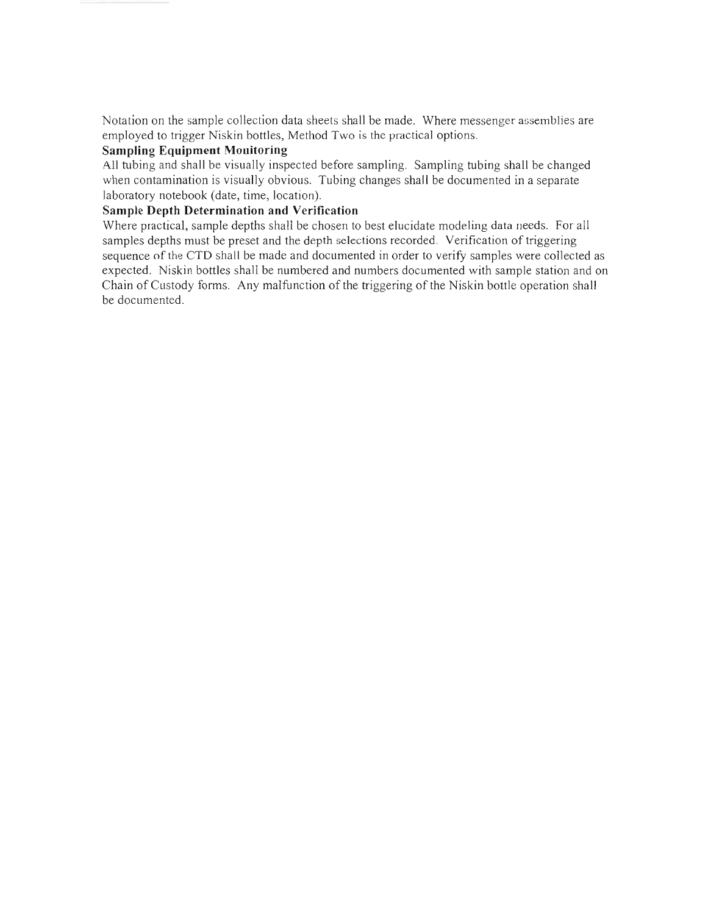Notation on the sample collection data sheets shall be made. Where messenger assemblies are employed to trigger Niskin bottles, Method Two is the practical options.

**Sampling Equipment Monitoring**

All tubing and shall be visually inspected before sampling. Sampling tubing shall be changed when contamination is visually obvious. Tubing changes shall be documented in a separate laboratory notebook (date, time, location).

**Sample Depth Determination and Verification**

Where practical, sample depths shall be chosen to best elucidate modeling data needs. For all samples depths must be preset and the depth selections recorded. Verification of triggering sequence of the CTD shall be made and documented in order to verify samples were collected as expected. Niskin bottles shall be numbered and numbers documented with sample station and on Chain of Custody forms. Any malfunction of the triggering of the Niskin bottle operation shall be documented.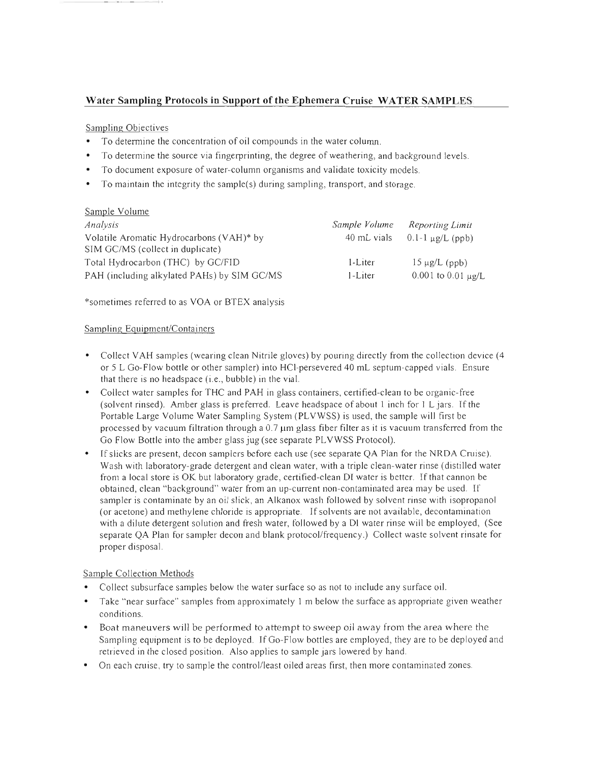## Water Sampling Protocols in Support of the Ephemera Cruise WATER SAMPLES

Sampling Objectives

- To determine the concentration of oil compounds in the water column.
- To determine the source via fingerprinting, the degree of weathering, and background levels.
- To document exposure of water-column organisms and validate toxicity models.
- To maintain the integrity the sample(s) during sampling, transport, and storage.

Sample Volume

| *Analysis* | *Sample Volume* | *Reporting Limit* |
|---|---|---|
| Volatile Aromatic Hydrocarbons (VAH)* by SIM GC/MS (collect in duplicate) | 40 mL vials | 0.1-1 μg/L (ppb) |
| Total Hydrocarbon (THC) by GC/FID | 1-Liter | 15 μg/L (ppb) |
| PAH (including alkylated PAHs) by SIM GC/MS | 1-Liter | 0.001 to 0.01 μg/L |

*sometimes referred to as VOA or BTEX analysis

Sampling Equipment/Containers

- Collect VAH samples (wearing clean Nitrile gloves) by pouring directly from the collection device (4 or 5 L Go-Flow bottle or other sampler) into HCl-persevered 40 mL septum-capped vials. Ensure that there is no headspace (i.e., bubble) in the vial.
- Collect water samples for THC and PAH in glass containers, certified-clean to be organic-free (solvent rinsed). Amber glass is preferred. Leave headspace of about 1 inch for 1 L jars. If the Portable Large Volume Water Sampling System (PLVWSS) is used, the sample will first be processed by vacuum filtration through a 0.7 μm glass fiber filter as it is vacuum transferred from the Go Flow Bottle into the amber glass jug (see separate PLVWSS Protocol).
- If slicks are present, decon samplers before each use (see separate QA Plan for the NRDA Cruise). Wash with laboratory-grade detergent and clean water, with a triple clean-water rinse (distilled water from a local store is OK but laboratory grade, certified-clean DI water is better. If that cannon be obtained, clean "background" water from an up-current non-contaminated area may be used. If sampler is contaminate by an oil slick, an Alkanox wash followed by solvent rinse with isopropanol (or acetone) and methylene chloride is appropriate. If solvents are not available, decontamination with a dilute detergent solution and fresh water, followed by a DI water rinse will be employed, (See separate QA Plan for sampler decon and blank protocol/frequency.) Collect waste solvent rinsate for proper disposal.

Sample Collection Methods

- Collect subsurface samples below the water surface so as not to include any surface oil.
- Take "near surface" samples from approximately 1 m below the surface as appropriate given weather conditions.
- Boat maneuvers will be performed to attempt to sweep oil away from the area where the Sampling equipment is to be deployed. If Go-Flow bottles are employed, they are to be deployed and retrieved in the closed position. Also applies to sample jars lowered by hand.
- On each cruise, try to sample the control/least oiled areas first, then more contaminated zones.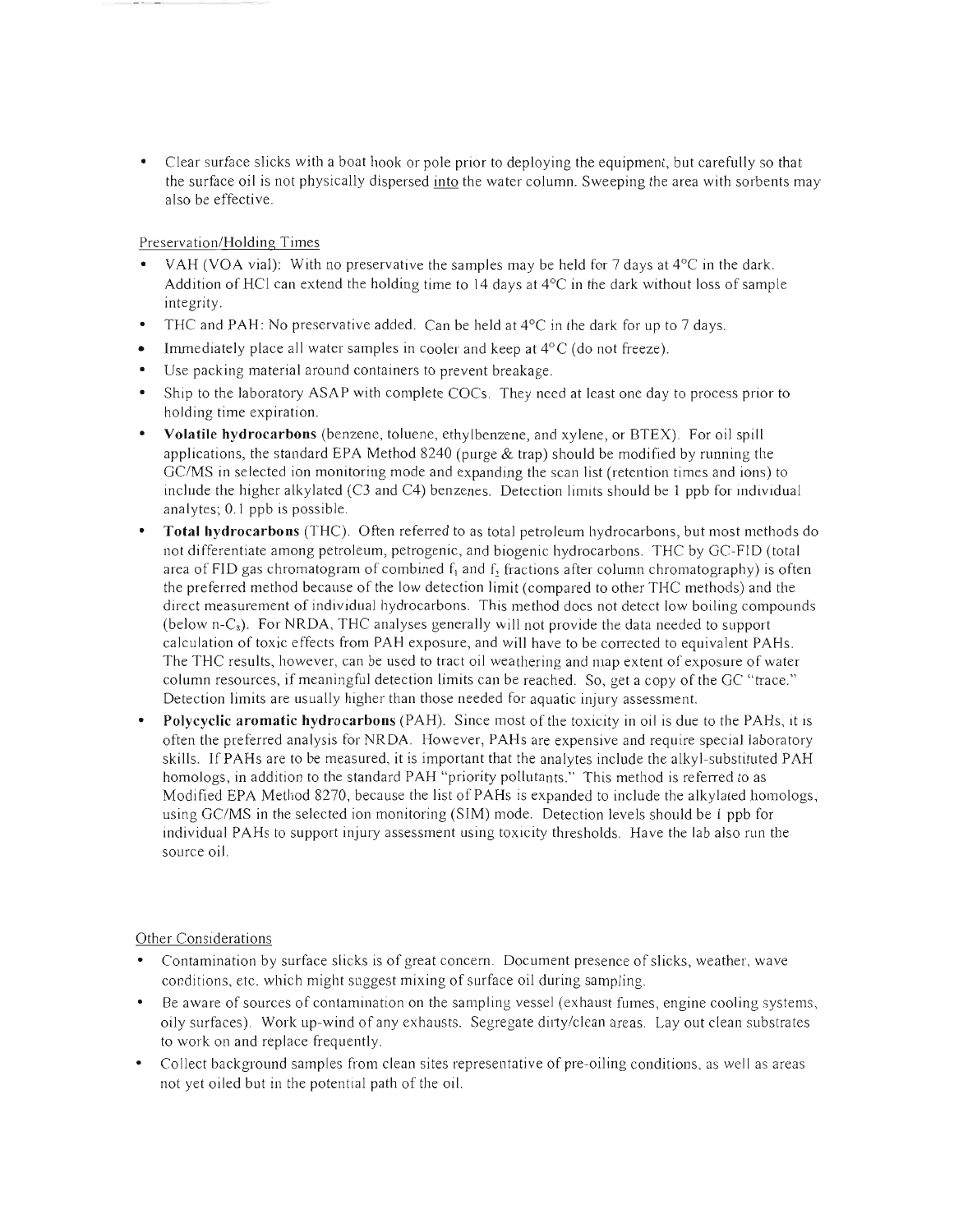- Clear surface slicks with a boat hook or pole prior to deploying the equipment, but carefully so that the surface oil is not physically dispersed <u>into</u> the water column. Sweeping the area with sorbents may also be effective.

Preservation/Holding Times

- VAH (VOA vial): With no preservative the samples may be held for 7 days at 4°C in the dark. Addition of HCl can extend the holding time to 14 days at 4°C in the dark without loss of sample integrity.
- THC and PAH: No preservative added. Can be held at 4°C in the dark for up to 7 days.
- Immediately place all water samples in cooler and keep at 4°C (do not freeze).
- Use packing material around containers to prevent breakage.
- Ship to the laboratory ASAP with complete COCs. They need at least one day to process prior to holding time expiration.
- **Volatile hydrocarbons** (benzene, toluene, ethylbenzene, and xylene, or BTEX). For oil spill applications, the standard EPA Method 8240 (purge & trap) should be modified by running the GC/MS in selected ion monitoring mode and expanding the scan list (retention times and ions) to include the higher alkylated (C3 and C4) benzenes. Detection limits should be 1 ppb for individual analytes; 0.1 ppb is possible.
- **Total hydrocarbons** (THC). Often referred to as total petroleum hydrocarbons, but most methods do not differentiate among petroleum, petrogenic, and biogenic hydrocarbons. THC by GC-FID (total area of FID gas chromatogram of combined $f_1$ and $f_2$ fractions after column chromatography) is often the preferred method because of the low detection limit (compared to other THC methods) and the direct measurement of individual hydrocarbons. This method does not detect low boiling compounds (below n-$C_8$). For NRDA, THC analyses generally will not provide the data needed to support calculation of toxic effects from PAH exposure, and will have to be corrected to equivalent PAHs. The THC results, however, can be used to tract oil weathering and map extent of exposure of water column resources, if meaningful detection limits can be reached. So, get a copy of the GC "trace." Detection limits are usually higher than those needed for aquatic injury assessment.
- **Polycyclic aromatic hydrocarbons** (PAH). Since most of the toxicity in oil is due to the PAHs, it is often the preferred analysis for NRDA. However, PAHs are expensive and require special laboratory skills. If PAHs are to be measured, it is important that the analytes include the alkyl-substituted PAH homologs, in addition to the standard PAH "priority pollutants." This method is referred to as Modified EPA Method 8270, because the list of PAHs is expanded to include the alkylated homologs, using GC/MS in the selected ion monitoring (SIM) mode. Detection levels should be 1 ppb for individual PAHs to support injury assessment using toxicity thresholds. Have the lab also run the source oil.

Other Considerations

- Contamination by surface slicks is of great concern. Document presence of slicks, weather, wave conditions, etc. which might suggest mixing of surface oil during sampling.
- Be aware of sources of contamination on the sampling vessel (exhaust fumes, engine cooling systems, oily surfaces). Work up-wind of any exhausts. Segregate dirty/clean areas. Lay out clean substrates to work on and replace frequently.
- Collect background samples from clean sites representative of pre-oiling conditions, as well as areas not yet oiled but in the potential path of the oil.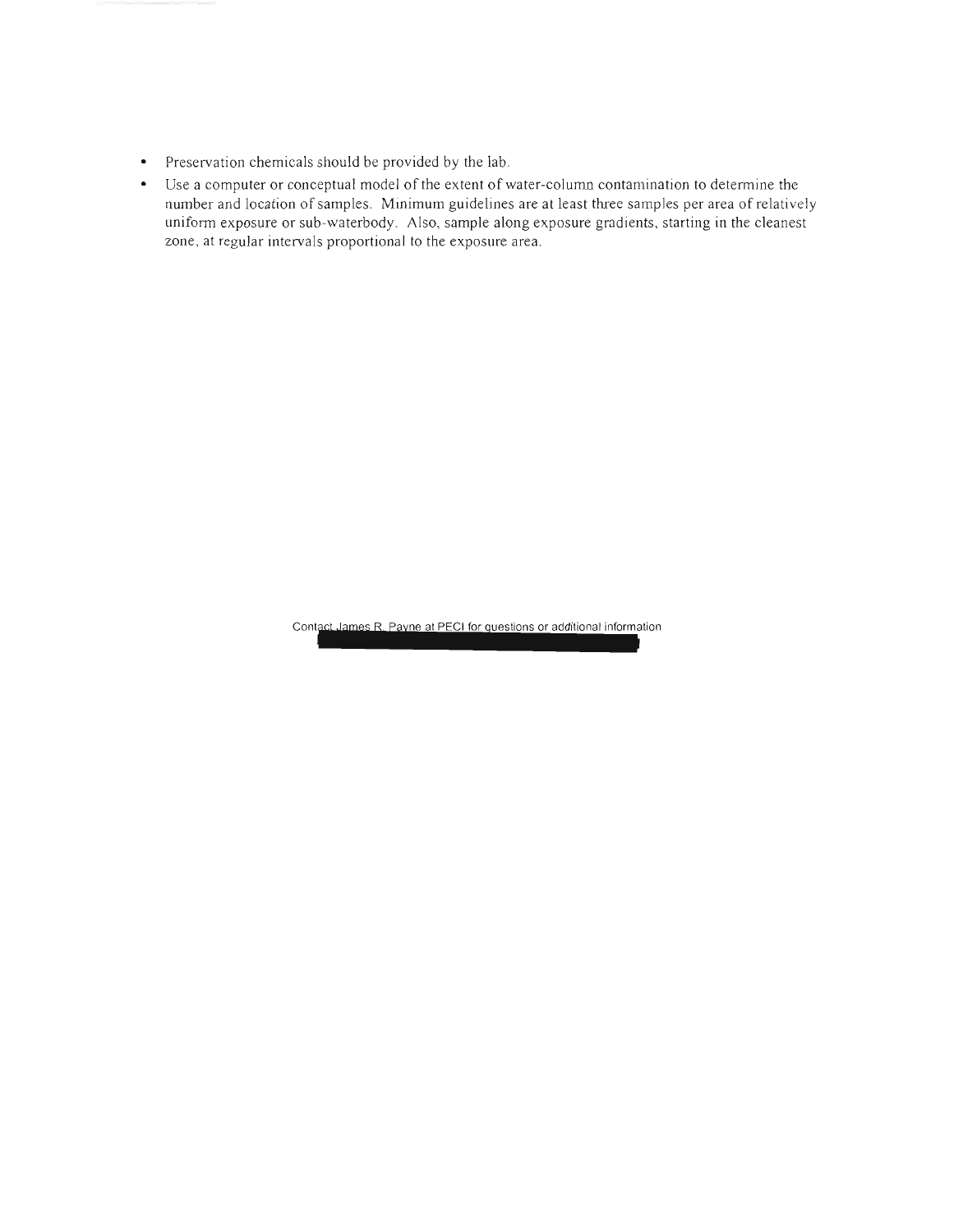- Preservation chemicals should be provided by the lab.
- Use a computer or conceptual model of the extent of water-column contamination to determine the number and location of samples. Minimum guidelines are at least three samples per area of relatively uniform exposure or sub-waterbody. Also, sample along exposure gradients, starting in the cleanest zone, at regular intervals proportional to the exposure area.

Contact James R. Payne at PECI for questions or additional information